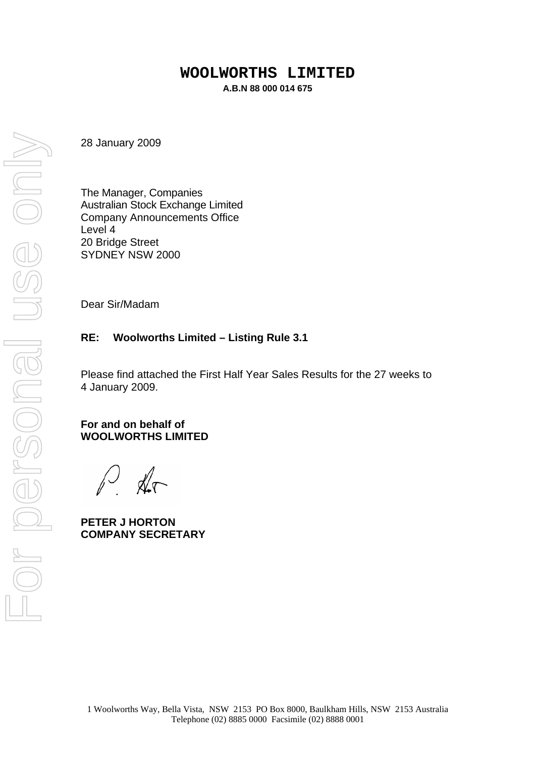# WOOLWORTHS LIMITED

**A.B.N 88 000 014 675**

28 January 2009

The Manager, Companies
Australian Stock Exchange Limited
Company Announcements Office
Level 4
20 Bridge Street
SYDNEY NSW 2000

Dear Sir/Madam

**RE: Woolworths Limited – Listing Rule 3.1**

Please find attached the First Half Year Sales Results for the 27 weeks to 4 January 2009.

**For and on behalf of**
**WOOLWORTHS LIMITED**

**PETER J HORTON**
**COMPANY SECRETARY**

1 Woolworths Way, Bella Vista, NSW 2153 PO Box 8000, Baulkham Hills, NSW 2153 Australia
Telephone (02) 8885 0000 Facsimile (02) 8888 0001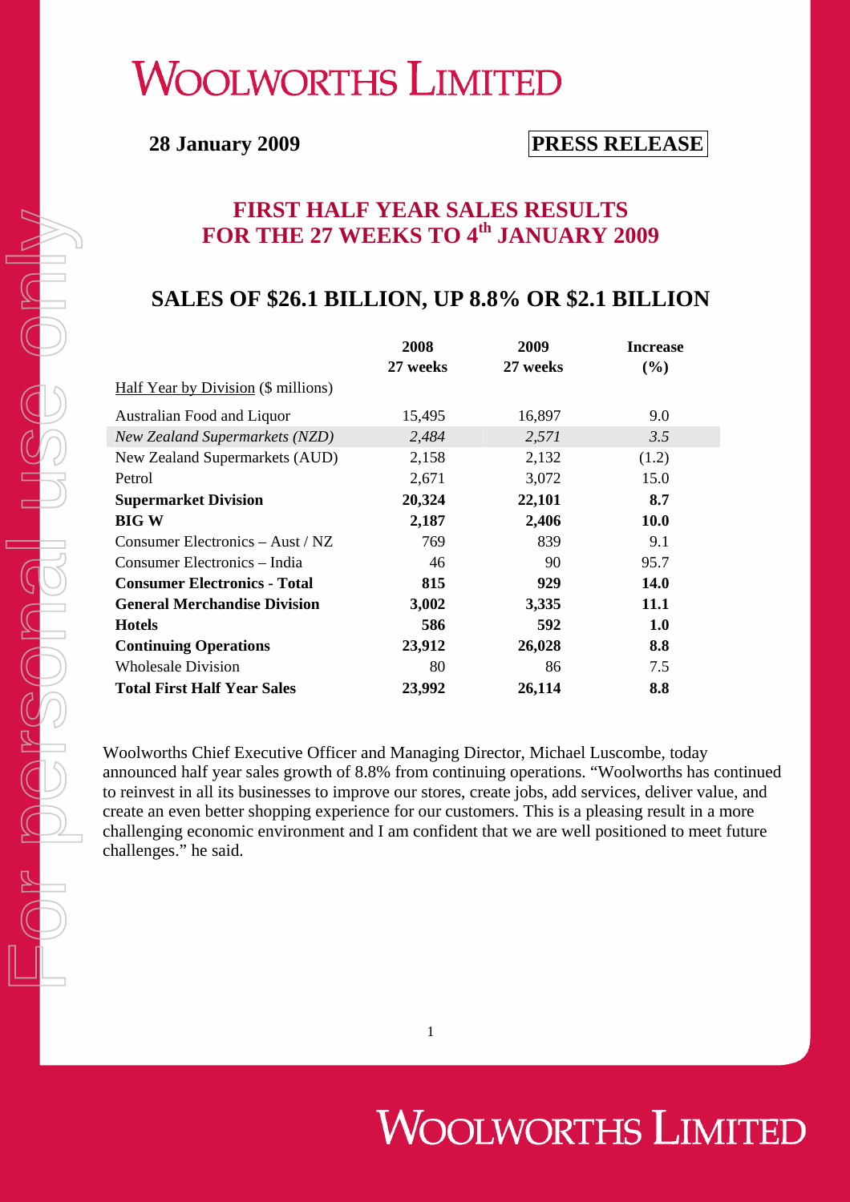# WOOLWORTHS LIMITED

**28 January 2009** **PRESS RELEASE**

## FIRST HALF YEAR SALES RESULTS FOR THE 27 WEEKS TO 4th JANUARY 2009

## SALES OF $26.1 BILLION, UP 8.8% OR $2.1 BILLION

| Half Year by Division ($ millions) | 2008 27 weeks | 2009 27 weeks | Increase (%) |
|---|---|---|---|
| Australian Food and Liquor | 15,495 | 16,897 | 9.0 |
| *New Zealand Supermarkets (NZD)* | *2,484* | *2,571* | *3.5* |
| New Zealand Supermarkets (AUD) | 2,158 | 2,132 | (1.2) |
| Petrol | 2,671 | 3,072 | 15.0 |
| **Supermarket Division** | **20,324** | **22,101** | **8.7** |
| **BIG W** | **2,187** | **2,406** | **10.0** |
| Consumer Electronics – Aust / NZ | 769 | 839 | 9.1 |
| Consumer Electronics – India | 46 | 90 | 95.7 |
| **Consumer Electronics - Total** | **815** | **929** | **14.0** |
| **General Merchandise Division** | **3,002** | **3,335** | **11.1** |
| **Hotels** | **586** | **592** | **1.0** |
| **Continuing Operations** | **23,912** | **26,028** | **8.8** |
| Wholesale Division | 80 | 86 | 7.5 |
| **Total First Half Year Sales** | **23,992** | **26,114** | **8.8** |

Woolworths Chief Executive Officer and Managing Director, Michael Luscombe, today announced half year sales growth of 8.8% from continuing operations. "Woolworths has continued to reinvest in all its businesses to improve our stores, create jobs, add services, deliver value, and create an even better shopping experience for our customers. This is a pleasing result in a more challenging economic environment and I am confident that we are well positioned to meet future challenges." he said.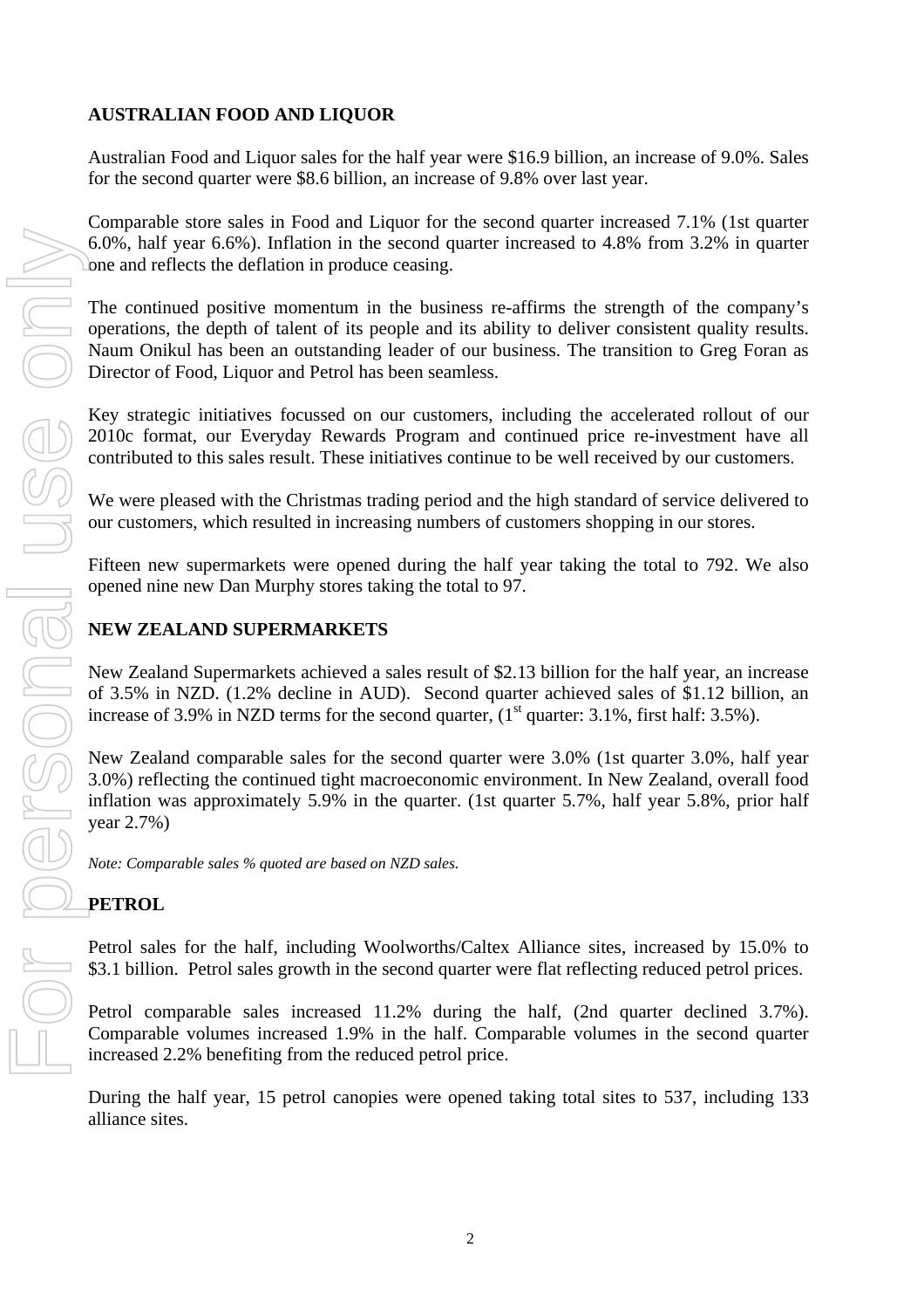## AUSTRALIAN FOOD AND LIQUOR

Australian Food and Liquor sales for the half year were $16.9 billion, an increase of 9.0%. Sales for the second quarter were $8.6 billion, an increase of 9.8% over last year.

Comparable store sales in Food and Liquor for the second quarter increased 7.1% (1st quarter 6.0%, half year 6.6%). Inflation in the second quarter increased to 4.8% from 3.2% in quarter one and reflects the deflation in produce ceasing.

The continued positive momentum in the business re-affirms the strength of the company's operations, the depth of talent of its people and its ability to deliver consistent quality results. Naum Onikul has been an outstanding leader of our business. The transition to Greg Foran as Director of Food, Liquor and Petrol has been seamless.

Key strategic initiatives focussed on our customers, including the accelerated rollout of our 2010c format, our Everyday Rewards Program and continued price re-investment have all contributed to this sales result. These initiatives continue to be well received by our customers.

We were pleased with the Christmas trading period and the high standard of service delivered to our customers, which resulted in increasing numbers of customers shopping in our stores.

Fifteen new supermarkets were opened during the half year taking the total to 792. We also opened nine new Dan Murphy stores taking the total to 97.

## NEW ZEALAND SUPERMARKETS

New Zealand Supermarkets achieved a sales result of $2.13 billion for the half year, an increase of 3.5% in NZD. (1.2% decline in AUD). Second quarter achieved sales of $1.12 billion, an increase of 3.9% in NZD terms for the second quarter, (1st quarter: 3.1%, first half: 3.5%).

New Zealand comparable sales for the second quarter were 3.0% (1st quarter 3.0%, half year 3.0%) reflecting the continued tight macroeconomic environment. In New Zealand, overall food inflation was approximately 5.9% in the quarter. (1st quarter 5.7%, half year 5.8%, prior half year 2.7%)

*Note: Comparable sales % quoted are based on NZD sales.*

## PETROL

Petrol sales for the half, including Woolworths/Caltex Alliance sites, increased by 15.0% to $3.1 billion. Petrol sales growth in the second quarter were flat reflecting reduced petrol prices.

Petrol comparable sales increased 11.2% during the half, (2nd quarter declined 3.7%). Comparable volumes increased 1.9% in the half. Comparable volumes in the second quarter increased 2.2% benefiting from the reduced petrol price.

During the half year, 15 petrol canopies were opened taking total sites to 537, including 133 alliance sites.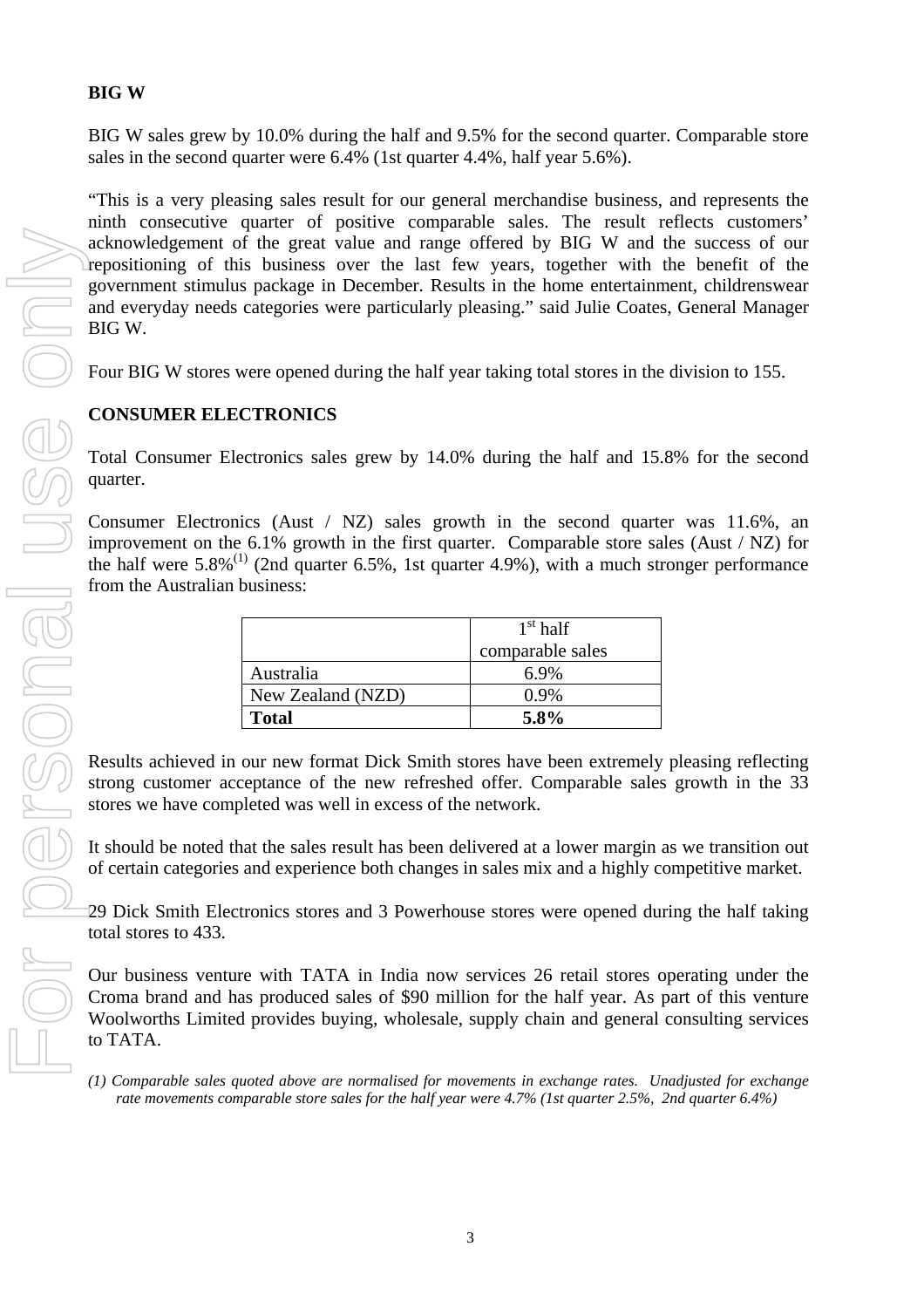## BIG W

BIG W sales grew by 10.0% during the half and 9.5% for the second quarter. Comparable store sales in the second quarter were 6.4% (1st quarter 4.4%, half year 5.6%).

"This is a very pleasing sales result for our general merchandise business, and represents the ninth consecutive quarter of positive comparable sales. The result reflects customers' acknowledgement of the great value and range offered by BIG W and the success of our repositioning of this business over the last few years, together with the benefit of the government stimulus package in December. Results in the home entertainment, childrenswear and everyday needs categories were particularly pleasing." said Julie Coates, General Manager BIG W.

Four BIG W stores were opened during the half year taking total stores in the division to 155.

## CONSUMER ELECTRONICS

Total Consumer Electronics sales grew by 14.0% during the half and 15.8% for the second quarter.

Consumer Electronics (Aust / NZ) sales growth in the second quarter was 11.6%, an improvement on the 6.1% growth in the first quarter. Comparable store sales (Aust / NZ) for the half were 5.8%[(1)] (2nd quarter 6.5%, 1st quarter 4.9%), with a much stronger performance from the Australian business:

| | 1st half comparable sales |
|---|---|
| Australia | 6.9% |
| New Zealand (NZD) | 0.9% |
| **Total** | **5.8%** |

Results achieved in our new format Dick Smith stores have been extremely pleasing reflecting strong customer acceptance of the new refreshed offer. Comparable sales growth in the 33 stores we have completed was well in excess of the network.

It should be noted that the sales result has been delivered at a lower margin as we transition out of certain categories and experience both changes in sales mix and a highly competitive market.

29 Dick Smith Electronics stores and 3 Powerhouse stores were opened during the half taking total stores to 433.

Our business venture with TATA in India now services 26 retail stores operating under the Croma brand and has produced sales of $90 million for the half year. As part of this venture Woolworths Limited provides buying, wholesale, supply chain and general consulting services to TATA.

*(1) Comparable sales quoted above are normalised for movements in exchange rates. Unadjusted for exchange rate movements comparable store sales for the half year were 4.7% (1st quarter 2.5%, 2nd quarter 6.4%)*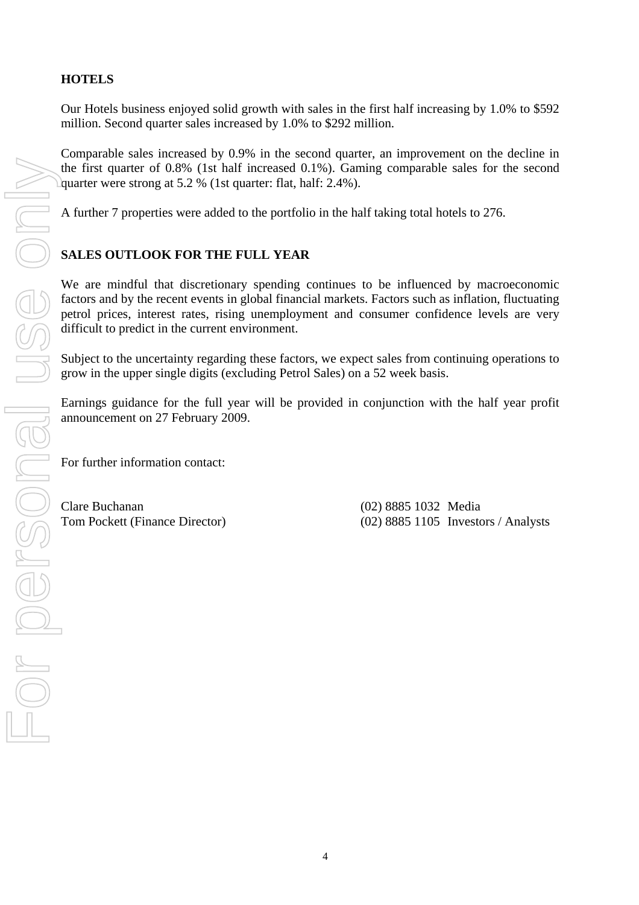## HOTELS

Our Hotels business enjoyed solid growth with sales in the first half increasing by 1.0% to $592 million. Second quarter sales increased by 1.0% to $292 million.

Comparable sales increased by 0.9% in the second quarter, an improvement on the decline in the first quarter of 0.8% (1st half increased 0.1%). Gaming comparable sales for the second quarter were strong at 5.2 % (1st quarter: flat, half: 2.4%).

A further 7 properties were added to the portfolio in the half taking total hotels to 276.

## SALES OUTLOOK FOR THE FULL YEAR

We are mindful that discretionary spending continues to be influenced by macroeconomic factors and by the recent events in global financial markets. Factors such as inflation, fluctuating petrol prices, interest rates, rising unemployment and consumer confidence levels are very difficult to predict in the current environment.

Subject to the uncertainty regarding these factors, we expect sales from continuing operations to grow in the upper single digits (excluding Petrol Sales) on a 52 week basis.

Earnings guidance for the full year will be provided in conjunction with the half year profit announcement on 27 February 2009.

For further information contact:

| | | |
|---|---|---|
| Clare Buchanan | (02) 8885 1032 | Media |
| Tom Pockett (Finance Director) | (02) 8885 1105 | Investors / Analysts |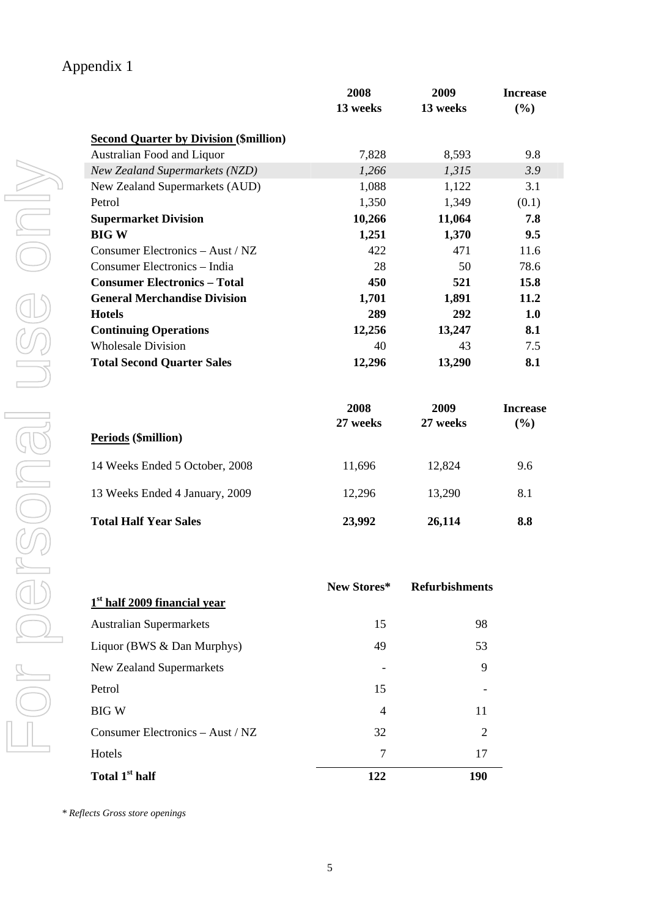# Appendix 1

| | 2008 13 weeks | 2009 13 weeks | Increase (%) |
|---|---|---|---|
| **Second Quarter by Division (\$million)** | | | |
| Australian Food and Liquor | 7,828 | 8,593 | 9.8 |
| *New Zealand Supermarkets (NZD)* | *1,266* | *1,315* | *3.9* |
| New Zealand Supermarkets (AUD) | 1,088 | 1,122 | 3.1 |
| Petrol | 1,350 | 1,349 | (0.1) |
| **Supermarket Division** | **10,266** | **11,064** | **7.8** |
| **BIG W** | **1,251** | **1,370** | **9.5** |
| Consumer Electronics – Aust / NZ | 422 | 471 | 11.6 |
| Consumer Electronics – India | 28 | 50 | 78.6 |
| **Consumer Electronics – Total** | **450** | **521** | **15.8** |
| **General Merchandise Division** | **1,701** | **1,891** | **11.2** |
| **Hotels** | **289** | **292** | **1.0** |
| **Continuing Operations** | **12,256** | **13,247** | **8.1** |
| Wholesale Division | 40 | 43 | 7.5 |
| **Total Second Quarter Sales** | **12,296** | **13,290** | **8.1** |

| **Periods (\$million)** | 2008 27 weeks | 2009 27 weeks | Increase (%) |
|---|---|---|---|
| 14 Weeks Ended 5 October, 2008 | 11,696 | 12,824 | 9.6 |
| 13 Weeks Ended 4 January, 2009 | 12,296 | 13,290 | 8.1 |
| **Total Half Year Sales** | **23,992** | **26,114** | **8.8** |

| **1st half 2009 financial year** | New Stores* | Refurbishments |
|---|---|---|
| Australian Supermarkets | 15 | 98 |
| Liquor (BWS & Dan Murphys) | 49 | 53 |
| New Zealand Supermarkets | - | 9 |
| Petrol | 15 | - |
| BIG W | 4 | 11 |
| Consumer Electronics – Aust / NZ | 32 | 2 |
| Hotels | 7 | 17 |
| **Total 1st half** | **122** | **190** |

*\* Reflects Gross store openings*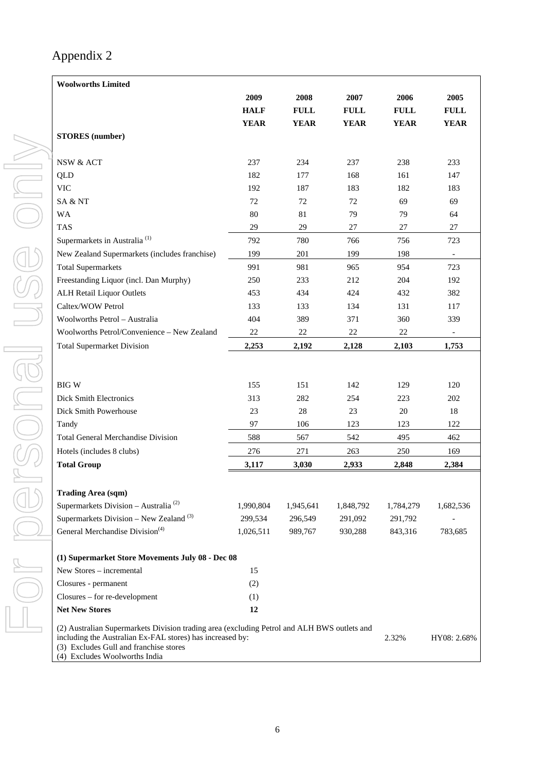# Appendix 2

| Woolworths Limited | 2009 HALF YEAR | 2008 FULL YEAR | 2007 FULL YEAR | 2006 FULL YEAR | 2005 FULL YEAR |
|---|---|---|---|---|---|
| **STORES (number)** | | | | | |
| NSW & ACT | 237 | 234 | 237 | 238 | 233 |
| QLD | 182 | 177 | 168 | 161 | 147 |
| VIC | 192 | 187 | 183 | 182 | 183 |
| SA & NT | 72 | 72 | 72 | 69 | 69 |
| WA | 80 | 81 | 79 | 79 | 64 |
| TAS | 29 | 29 | 27 | 27 | 27 |
| Supermarkets in Australia (1) | 792 | 780 | 766 | 756 | 723 |
| New Zealand Supermarkets (includes franchise) | 199 | 201 | 199 | 198 | - |
| Total Supermarkets | 991 | 981 | 965 | 954 | 723 |
| Freestanding Liquor (incl. Dan Murphy) | 250 | 233 | 212 | 204 | 192 |
| ALH Retail Liquor Outlets | 453 | 434 | 424 | 432 | 382 |
| Caltex/WOW Petrol | 133 | 133 | 134 | 131 | 117 |
| Woolworths Petrol – Australia | 404 | 389 | 371 | 360 | 339 |
| Woolworths Petrol/Convenience – New Zealand | 22 | 22 | 22 | 22 | - |
| Total Supermarket Division | **2,253** | **2,192** | **2,128** | **2,103** | **1,753** |
| | | | | | |
| BIG W | 155 | 151 | 142 | 129 | 120 |
| Dick Smith Electronics | 313 | 282 | 254 | 223 | 202 |
| Dick Smith Powerhouse | 23 | 28 | 23 | 20 | 18 |
| Tandy | 97 | 106 | 123 | 123 | 122 |
| Total General Merchandise Division | 588 | 567 | 542 | 495 | 462 |
| Hotels (includes 8 clubs) | 276 | 271 | 263 | 250 | 169 |
| **Total Group** | **3,117** | **3,030** | **2,933** | **2,848** | **2,384** |
| | | | | | |
| **Trading Area (sqm)** | | | | | |
| Supermarkets Division – Australia (2) | 1,990,804 | 1,945,641 | 1,848,792 | 1,784,279 | 1,682,536 |
| Supermarkets Division – New Zealand (3) | 299,534 | 296,549 | 291,092 | 291,792 | - |
| General Merchandise Division(4) | 1,026,511 | 989,767 | 930,288 | 843,316 | 783,685 |
| | | | | | |
| **(1) Supermarket Store Movements July 08 - Dec 08** | | | | | |
| New Stores – incremental | 15 | | | | |
| Closures - permanent | (2) | | | | |
| Closures – for re-development | (1) | | | | |
| **Net New Stores** | **12** | | | | |

(2) Australian Supermarkets Division trading area (excluding Petrol and ALH BWS outlets and including the Australian Ex-FAL stores) has increased by: 2.32% HY08: 2.68%

(3) Excludes Gull and franchise stores

(4) Excludes Woolworths India